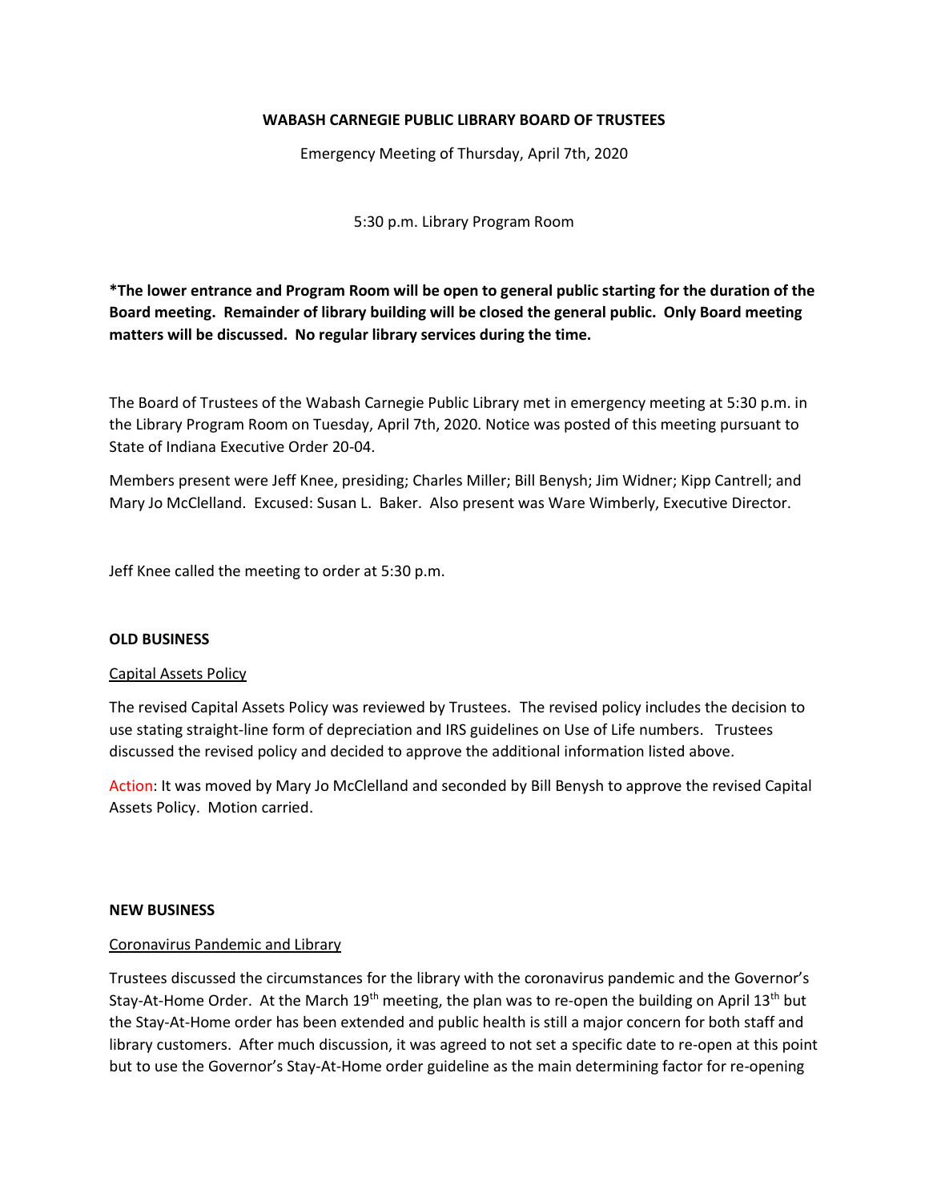**WABASH CARNEGIE PUBLIC LIBRARY BOARD OF TRUSTEES**

Emergency Meeting of Thursday, April 7th, 2020

5:30 p.m. Library Program Room

**\*The lower entrance and Program Room will be open to general public starting for the duration of the Board meeting. Remainder of library building will be closed the general public. Only Board meeting matters will be discussed. No regular library services during the time.**

The Board of Trustees of the Wabash Carnegie Public Library met in emergency meeting at 5:30 p.m. in the Library Program Room on Tuesday, April 7th, 2020. Notice was posted of this meeting pursuant to State of Indiana Executive Order 20-04.

Members present were Jeff Knee, presiding; Charles Miller; Bill Benysh; Jim Widner; Kipp Cantrell; and Mary Jo McClelland. Excused: Susan L. Baker. Also present was Ware Wimberly, Executive Director.

Jeff Knee called the meeting to order at 5:30 p.m.

**OLD BUSINESS**

Capital Assets Policy

The revised Capital Assets Policy was reviewed by Trustees. The revised policy includes the decision to use stating straight-line form of depreciation and IRS guidelines on Use of Life numbers. Trustees discussed the revised policy and decided to approve the additional information listed above.

Action: It was moved by Mary Jo McClelland and seconded by Bill Benysh to approve the revised Capital Assets Policy. Motion carried.

**NEW BUSINESS**

Coronavirus Pandemic and Library

Trustees discussed the circumstances for the library with the coronavirus pandemic and the Governor's Stay-At-Home Order. At the March 19th meeting, the plan was to re-open the building on April 13th but the Stay-At-Home order has been extended and public health is still a major concern for both staff and library customers. After much discussion, it was agreed to not set a specific date to re-open at this point but to use the Governor's Stay-At-Home order guideline as the main determining factor for re-opening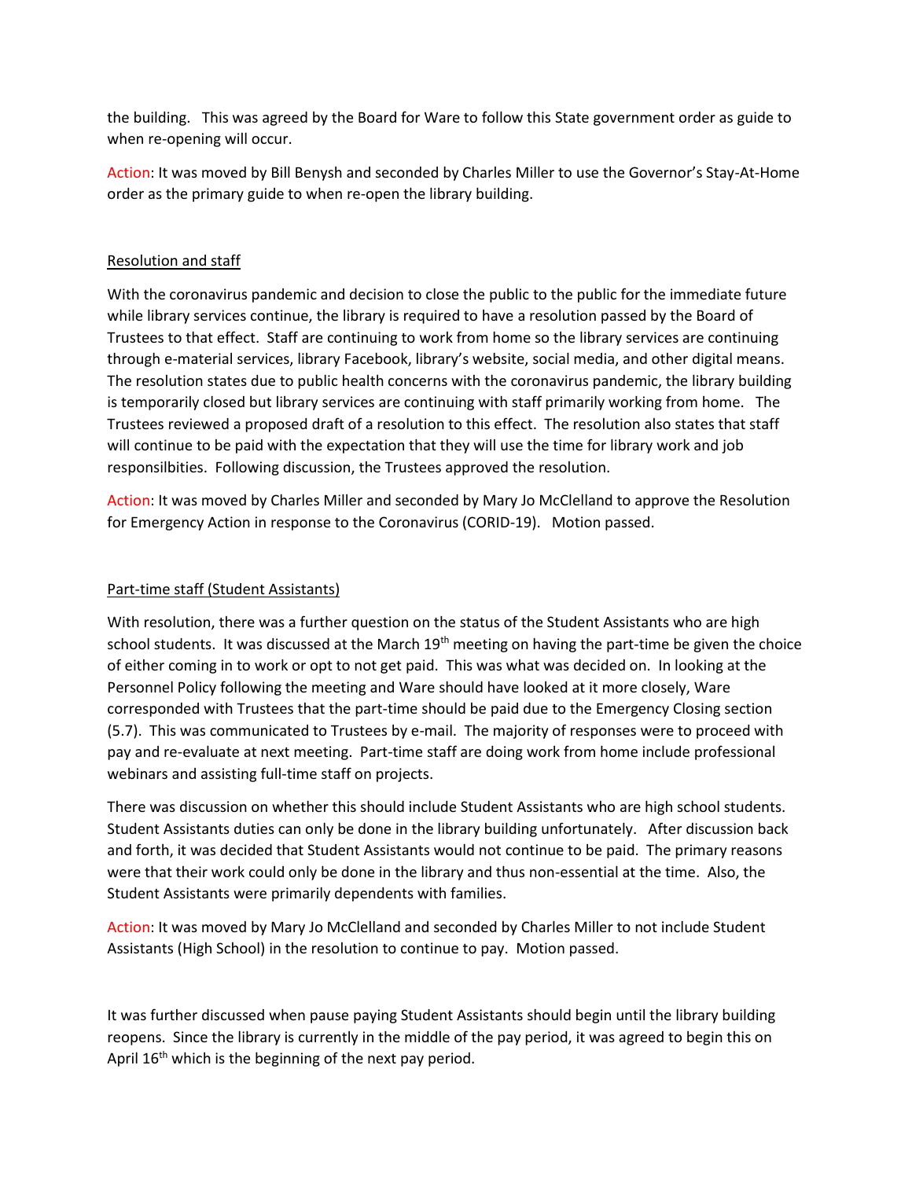the building. This was agreed by the Board for Ware to follow this State government order as guide to when re-opening will occur.

Action: It was moved by Bill Benysh and seconded by Charles Miller to use the Governor's Stay-At-Home order as the primary guide to when re-open the library building.

<u>Resolution and staff</u>

With the coronavirus pandemic and decision to close the public to the public for the immediate future while library services continue, the library is required to have a resolution passed by the Board of Trustees to that effect. Staff are continuing to work from home so the library services are continuing through e-material services, library Facebook, library's website, social media, and other digital means. The resolution states due to public health concerns with the coronavirus pandemic, the library building is temporarily closed but library services are continuing with staff primarily working from home. The Trustees reviewed a proposed draft of a resolution to this effect. The resolution also states that staff will continue to be paid with the expectation that they will use the time for library work and job responsilbities. Following discussion, the Trustees approved the resolution.

Action: It was moved by Charles Miller and seconded by Mary Jo McClelland to approve the Resolution for Emergency Action in response to the Coronavirus (CORID-19). Motion passed.

<u>Part-time staff (Student Assistants)</u>

With resolution, there was a further question on the status of the Student Assistants who are high school students. It was discussed at the March 19th meeting on having the part-time be given the choice of either coming in to work or opt to not get paid. This was what was decided on. In looking at the Personnel Policy following the meeting and Ware should have looked at it more closely, Ware corresponded with Trustees that the part-time should be paid due to the Emergency Closing section (5.7). This was communicated to Trustees by e-mail. The majority of responses were to proceed with pay and re-evaluate at next meeting. Part-time staff are doing work from home include professional webinars and assisting full-time staff on projects.

There was discussion on whether this should include Student Assistants who are high school students. Student Assistants duties can only be done in the library building unfortunately. After discussion back and forth, it was decided that Student Assistants would not continue to be paid. The primary reasons were that their work could only be done in the library and thus non-essential at the time. Also, the Student Assistants were primarily dependents with families.

Action: It was moved by Mary Jo McClelland and seconded by Charles Miller to not include Student Assistants (High School) in the resolution to continue to pay. Motion passed.

It was further discussed when pause paying Student Assistants should begin until the library building reopens. Since the library is currently in the middle of the pay period, it was agreed to begin this on April 16th which is the beginning of the next pay period.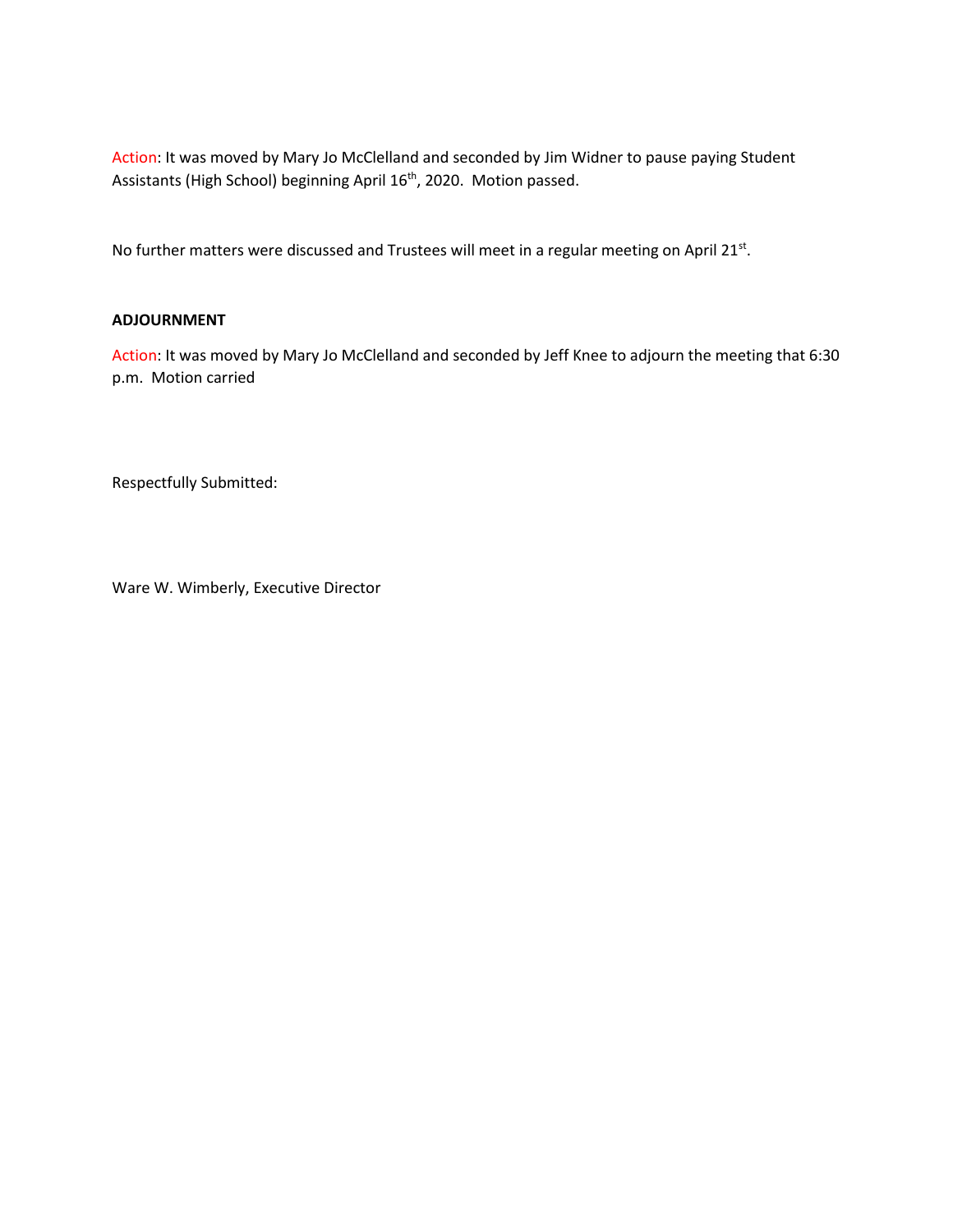Action: It was moved by Mary Jo McClelland and seconded by Jim Widner to pause paying Student Assistants (High School) beginning April 16th, 2020. Motion passed.

No further matters were discussed and Trustees will meet in a regular meeting on April 21st.

**ADJOURNMENT**

Action: It was moved by Mary Jo McClelland and seconded by Jeff Knee to adjourn the meeting that 6:30 p.m. Motion carried

Respectfully Submitted:

Ware W. Wimberly, Executive Director